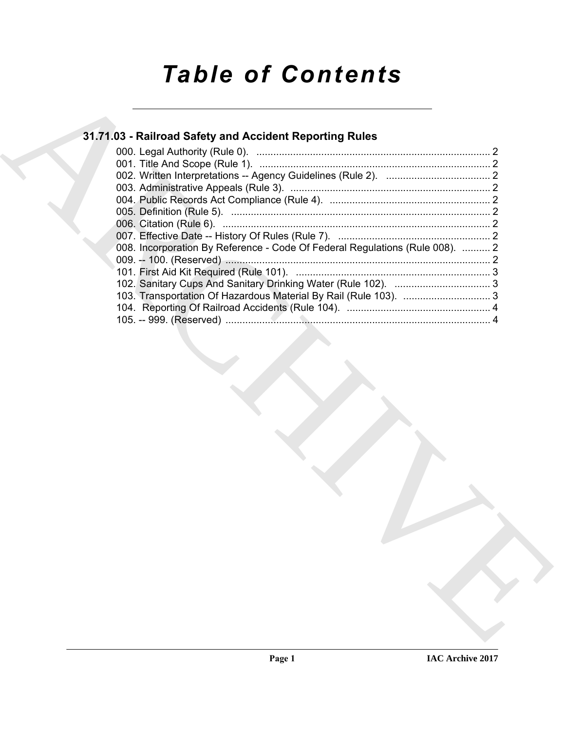# *Table of Contents*

## 31.71.03 - Railroad Safety and Accident Reporting Rules

000. Legal Authority (Rule 0). .................................................................................. 2
001. Title And Scope (Rule 1). ................................................................................. 2
002. Written Interpretations -- Agency Guidelines (Rule 2). .................................... 2
003. Administrative Appeals (Rule 3). ...................................................................... 2
004. Public Records Act Compliance (Rule 4). ........................................................ 2
005. Definition (Rule 5). ........................................................................................... 2
006. Citation (Rule 6). .............................................................................................. 2
007. Effective Date -- History Of Rules (Rule 7). ..................................................... 2
008. Incorporation By Reference - Code Of Federal Regulations (Rule 008). .......... 2
009. -- 100. (Reserved) ............................................................................................ 2
101. First Aid Kit Required (Rule 101). .................................................................... 3
102. Sanitary Cups And Sanitary Drinking Water (Rule 102). .................................. 3
103. Transportation Of Hazardous Material By Rail (Rule 103). ............................... 3
104. Reporting Of Railroad Accidents (Rule 104). ................................................... 4
105. -- 999. (Reserved) ............................................................................................ 4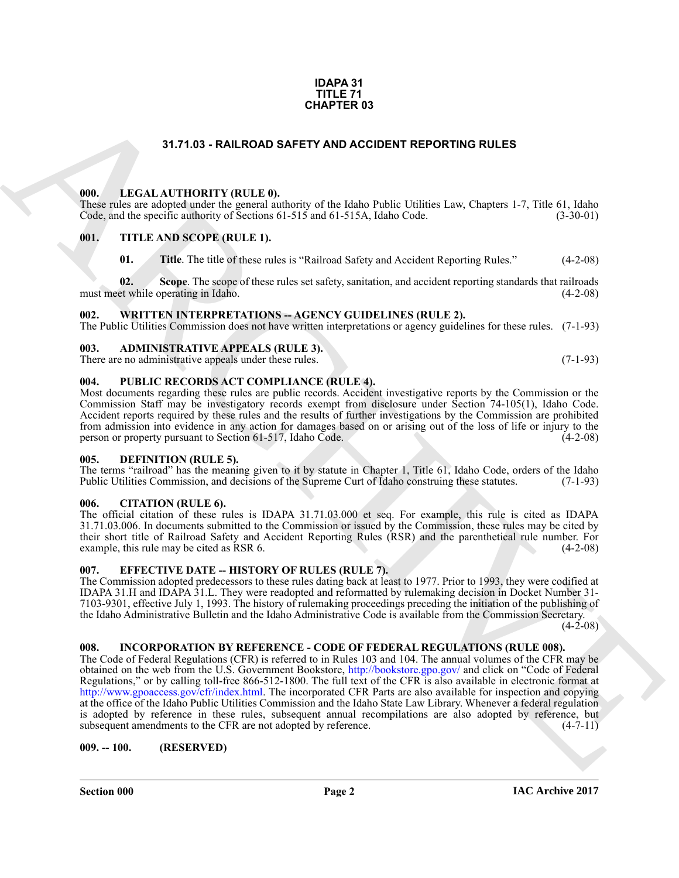**IDAPA 31**
**TITLE 71**
**CHAPTER 03**

## 31.71.03 - RAILROAD SAFETY AND ACCIDENT REPORTING RULES

### 000. LEGAL AUTHORITY (RULE 0).

These rules are adopted under the general authority of the Idaho Public Utilities Law, Chapters 1-7, Title 61, Idaho Code, and the specific authority of Sections 61-515 and 61-515A, Idaho Code. (3-30-01)

### 001. TITLE AND SCOPE (RULE 1).

**01. Title**. The title of these rules is "Railroad Safety and Accident Reporting Rules." (4-2-08)

**02. Scope**. The scope of these rules set safety, sanitation, and accident reporting standards that railroads must meet while operating in Idaho. (4-2-08)

### 002. WRITTEN INTERPRETATIONS -- AGENCY GUIDELINES (RULE 2).

The Public Utilities Commission does not have written interpretations or agency guidelines for these rules. (7-1-93)

### 003. ADMINISTRATIVE APPEALS (RULE 3).

There are no administrative appeals under these rules. (7-1-93)

### 004. PUBLIC RECORDS ACT COMPLIANCE (RULE 4).

Most documents regarding these rules are public records. Accident investigative reports by the Commission or the Commission Staff may be investigatory records exempt from disclosure under Section 74-105(1), Idaho Code. Accident reports required by these rules and the results of further investigations by the Commission are prohibited from admission into evidence in any action for damages based on or arising out of the loss of life or injury to the person or property pursuant to Section 61-517, Idaho Code. (4-2-08)

### 005. DEFINITION (RULE 5).

The terms "railroad" has the meaning given to it by statute in Chapter 1, Title 61, Idaho Code, orders of the Idaho Public Utilities Commission, and decisions of the Supreme Curt of Idaho construing these statutes. (7-1-93)

### 006. CITATION (RULE 6).

The official citation of these rules is IDAPA 31.71.03.000 et seq. For example, this rule is cited as IDAPA 31.71.03.006. In documents submitted to the Commission or issued by the Commission, these rules may be cited by their short title of Railroad Safety and Accident Reporting Rules (RSR) and the parenthetical rule number. For example, this rule may be cited as RSR 6. (4-2-08)

### 007. EFFECTIVE DATE -- HISTORY OF RULES (RULE 7).

The Commission adopted predecessors to these rules dating back at least to 1977. Prior to 1993, they were codified at IDAPA 31.H and IDAPA 31.L. They were readopted and reformatted by rulemaking decision in Docket Number 31-7103-9301, effective July 1, 1993. The history of rulemaking proceedings preceding the initiation of the publishing of the Idaho Administrative Bulletin and the Idaho Administrative Code is available from the Commission Secretary. (4-2-08)

### 008. INCORPORATION BY REFERENCE - CODE OF FEDERAL REGULATIONS (RULE 008).

The Code of Federal Regulations (CFR) is referred to in Rules 103 and 104. The annual volumes of the CFR may be obtained on the web from the U.S. Government Bookstore, http://bookstore.gpo.gov/ and click on "Code of Federal Regulations," or by calling toll-free 866-512-1800. The full text of the CFR is also available in electronic format at http://www.gpoaccess.gov/cfr/index.html. The incorporated CFR Parts are also available for inspection and copying at the office of the Idaho Public Utilities Commission and the Idaho State Law Library. Whenever a federal regulation is adopted by reference in these rules, subsequent annual recompilations are also adopted by reference, but subsequent amendments to the CFR are not adopted by reference. (4-7-11)

### 009. -- 100. (RESERVED)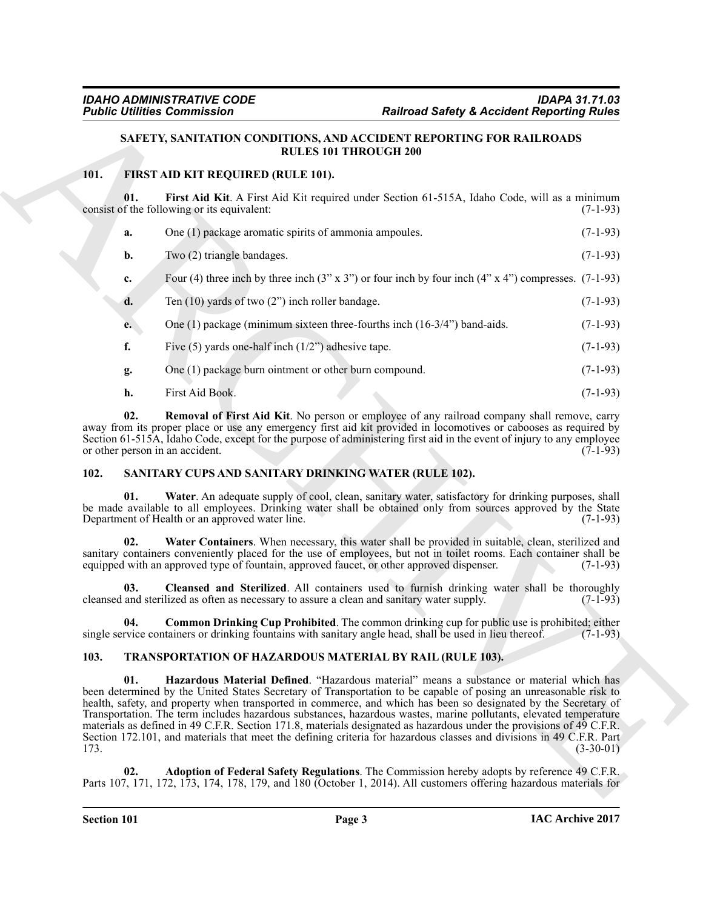## SAFETY, SANITATION CONDITIONS, AND ACCIDENT REPORTING FOR RAILROADS RULES 101 THROUGH 200

### 101. FIRST AID KIT REQUIRED (RULE 101).

**01. First Aid Kit**. A First Aid Kit required under Section 61-515A, Idaho Code, will as a minimum consist of the following or its equivalent: (7-1-93)

**a.** One (1) package aromatic spirits of ammonia ampoules. (7-1-93)

**b.** Two (2) triangle bandages. (7-1-93)

**c.** Four (4) three inch by three inch (3" x 3") or four inch by four inch (4" x 4") compresses. (7-1-93)

**d.** Ten (10) yards of two (2") inch roller bandage. (7-1-93)

**e.** One (1) package (minimum sixteen three-fourths inch (16-3/4") band-aids. (7-1-93)

**f.** Five (5) yards one-half inch (1/2") adhesive tape. (7-1-93)

**g.** One (1) package burn ointment or other burn compound. (7-1-93)

**h.** First Aid Book. (7-1-93)

**02. Removal of First Aid Kit**. No person or employee of any railroad company shall remove, carry away from its proper place or use any emergency first aid kit provided in locomotives or cabooses as required by Section 61-515A, Idaho Code, except for the purpose of administering first aid in the event of injury to any employee or other person in an accident. (7-1-93)

### 102. SANITARY CUPS AND SANITARY DRINKING WATER (RULE 102).

**01. Water**. An adequate supply of cool, clean, sanitary water, satisfactory for drinking purposes, shall be made available to all employees. Drinking water shall be obtained only from sources approved by the State Department of Health or an approved water line. (7-1-93)

**02. Water Containers**. When necessary, this water shall be provided in suitable, clean, sterilized and sanitary containers conveniently placed for the use of employees, but not in toilet rooms. Each container shall be equipped with an approved type of fountain, approved faucet, or other approved dispenser. (7-1-93)

**03. Cleansed and Sterilized**. All containers used to furnish drinking water shall be thoroughly cleansed and sterilized as often as necessary to assure a clean and sanitary water supply. (7-1-93)

**04. Common Drinking Cup Prohibited**. The common drinking cup for public use is prohibited; either single service containers or drinking fountains with sanitary angle head, shall be used in lieu thereof. (7-1-93)

### 103. TRANSPORTATION OF HAZARDOUS MATERIAL BY RAIL (RULE 103).

**01. Hazardous Material Defined**. "Hazardous material" means a substance or material which has been determined by the United States Secretary of Transportation to be capable of posing an unreasonable risk to health, safety, and property when transported in commerce, and which has been so designated by the Secretary of Transportation. The term includes hazardous substances, hazardous wastes, marine pollutants, elevated temperature materials as defined in 49 C.F.R. Section 171.8, materials designated as hazardous under the provisions of 49 C.F.R. Section 172.101, and materials that meet the defining criteria for hazardous classes and divisions in 49 C.F.R. Part 173. (3-30-01)

**02. Adoption of Federal Safety Regulations**. The Commission hereby adopts by reference 49 C.F.R. Parts 107, 171, 172, 173, 174, 178, 179, and 180 (October 1, 2014). All customers offering hazardous materials for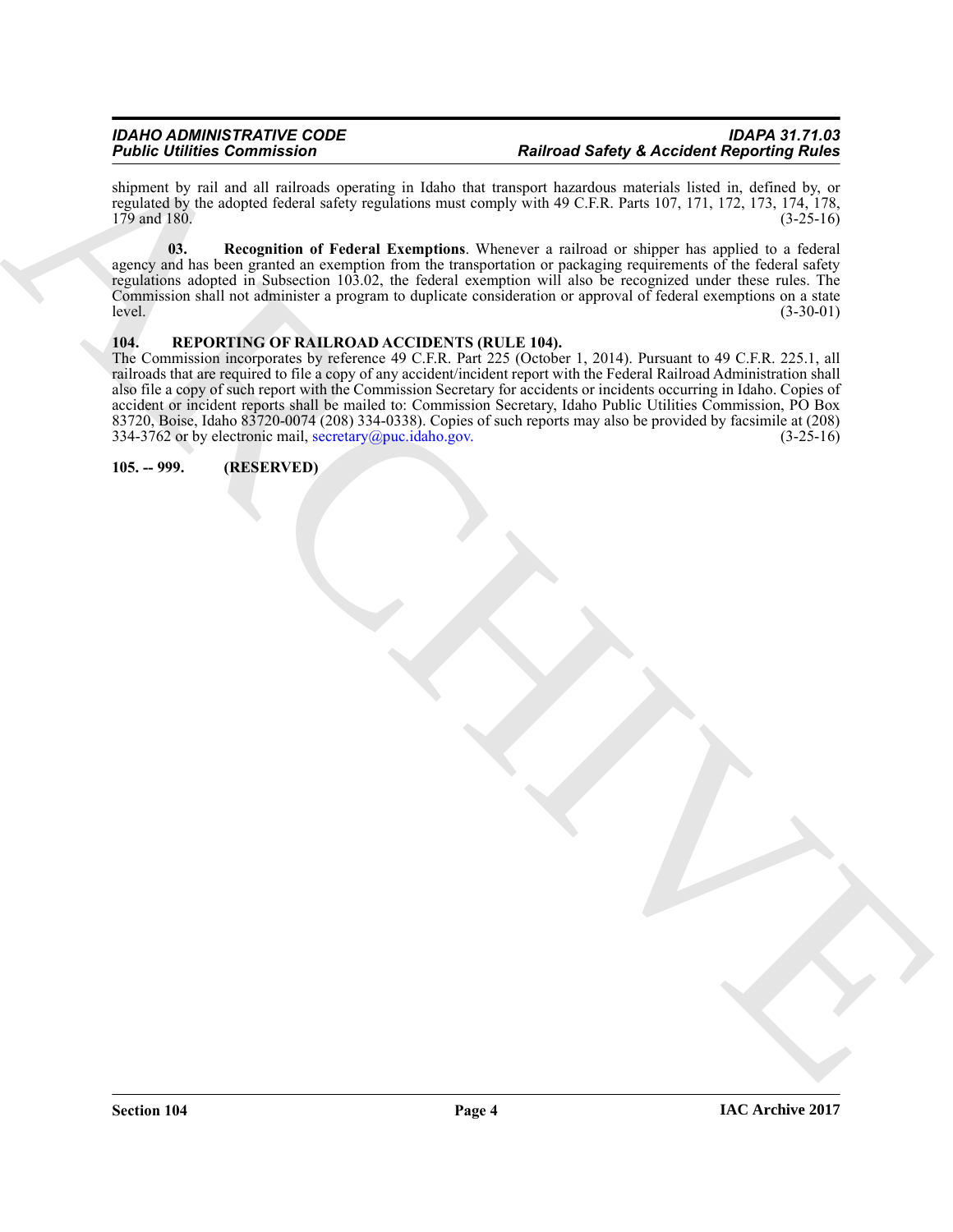shipment by rail and all railroads operating in Idaho that transport hazardous materials listed in, defined by, or regulated by the adopted federal safety regulations must comply with 49 C.F.R. Parts 107, 171, 172, 173, 174, 178, 179 and 180. (3-25-16)

**03. Recognition of Federal Exemptions**. Whenever a railroad or shipper has applied to a federal agency and has been granted an exemption from the transportation or packaging requirements of the federal safety regulations adopted in Subsection 103.02, the federal exemption will also be recognized under these rules. The Commission shall not administer a program to duplicate consideration or approval of federal exemptions on a state level. (3-30-01)

**104. REPORTING OF RAILROAD ACCIDENTS (RULE 104).**

The Commission incorporates by reference 49 C.F.R. Part 225 (October 1, 2014). Pursuant to 49 C.F.R. 225.1, all railroads that are required to file a copy of any accident/incident report with the Federal Railroad Administration shall also file a copy of such report with the Commission Secretary for accidents or incidents occurring in Idaho. Copies of accident or incident reports shall be mailed to: Commission Secretary, Idaho Public Utilities Commission, PO Box 83720, Boise, Idaho 83720-0074 (208) 334-0338). Copies of such reports may also be provided by facsimile at (208) 334-3762 or by electronic mail, secretary@puc.idaho.gov. (3-25-16)

**105. -- 999. (RESERVED)**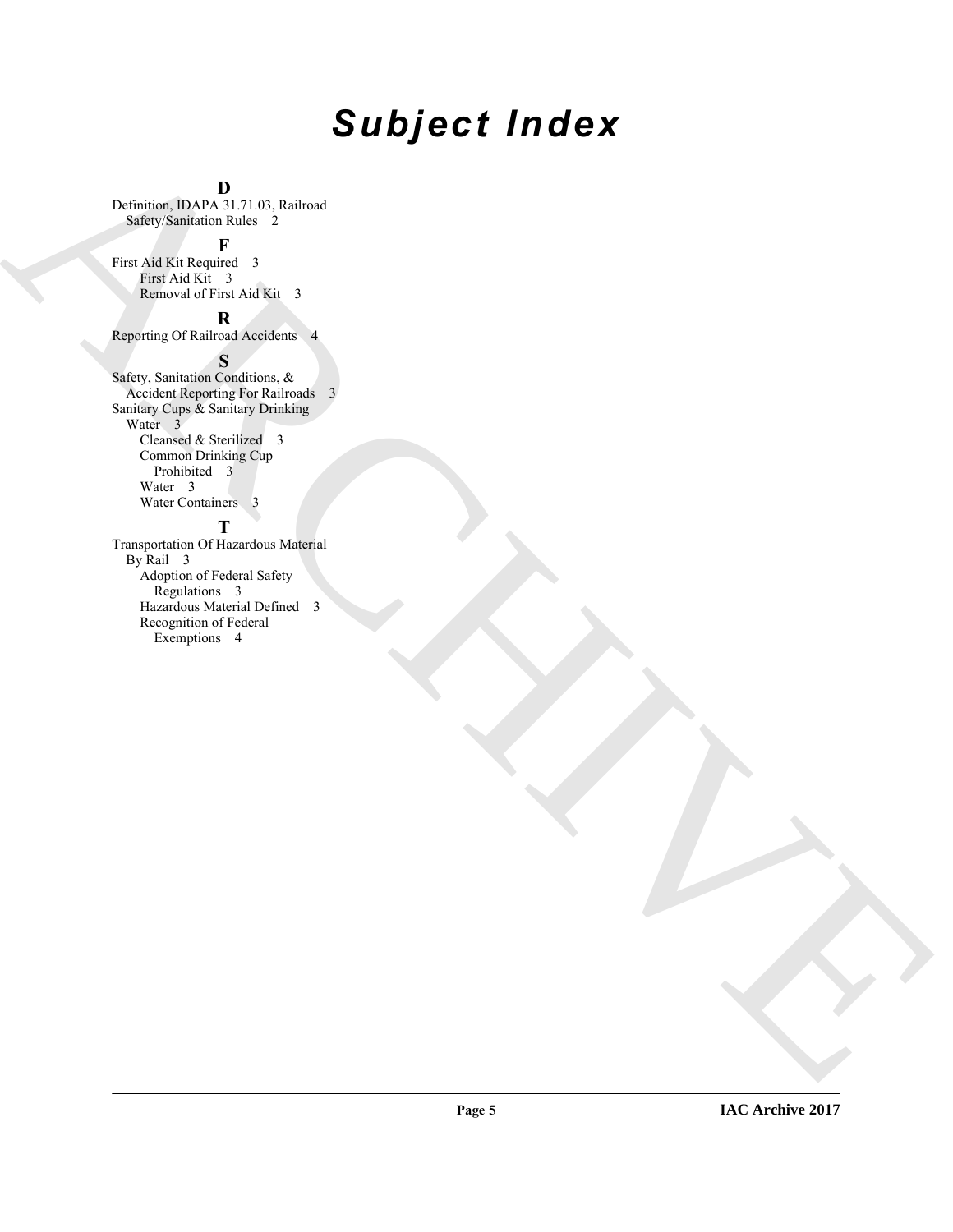# Subject Index

**D**

Definition, IDAPA 31.71.03, Railroad Safety/Sanitation Rules 2

**F**

First Aid Kit Required 3
- First Aid Kit 3
- Removal of First Aid Kit 3

**R**

Reporting Of Railroad Accidents 4

**S**

Safety, Sanitation Conditions, & Accident Reporting For Railroads 3

Sanitary Cups & Sanitary Drinking Water 3
- Cleansed & Sterilized 3
- Common Drinking Cup Prohibited 3
- Water 3
- Water Containers 3

**T**

Transportation Of Hazardous Material By Rail 3
- Adoption of Federal Safety Regulations 3
- Hazardous Material Defined 3
- Recognition of Federal Exemptions 4